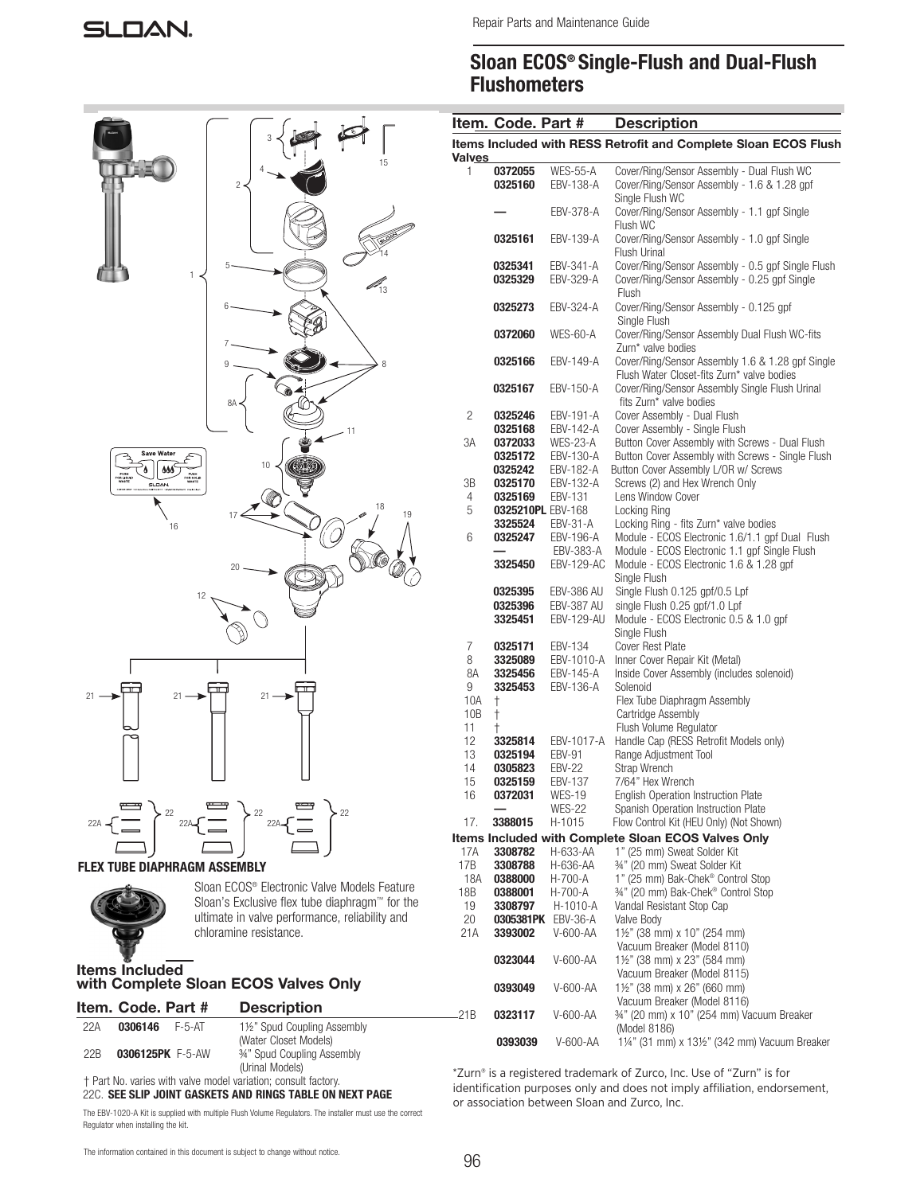Repair Parts and Maintenance Guide

# Sloan ECOS® Single-Flush and Dual-Flush Flushometers

| Item. | Code. | Part # | Description |
|---|---|---|---|
| **Items Included with RESS Retrofit and Complete Sloan ECOS Flush Valves** | | | |
| 1 | **0372055** | WES-55-A | Cover/Ring/Sensor Assembly - Dual Flush WC |
| | **0325160** | EBV-138-A | Cover/Ring/Sensor Assembly - 1.6 & 1.28 gpf Single Flush WC |
| | **—** | EBV-378-A | Cover/Ring/Sensor Assembly - 1.1 gpf Single Flush WC |
| | **0325161** | EBV-139-A | Cover/Ring/Sensor Assembly - 1.0 gpf Single Flush Urinal |
| | **0325341** | EBV-341-A | Cover/Ring/Sensor Assembly - 0.5 gpf Single Flush |
| | **0325329** | EBV-329-A | Cover/Ring/Sensor Assembly - 0.25 gpf Single Flush |
| | **0325273** | EBV-324-A | Cover/Ring/Sensor Assembly - 0.125 gpf Single Flush |
| | **0372060** | WES-60-A | Cover/Ring/Sensor Assembly Dual Flush WC-fits Zurn* valve bodies |
| | **0325166** | EBV-149-A | Cover/Ring/Sensor Assembly 1.6 & 1.28 gpf Single Flush Water Closet-fits Zurn* valve bodies |
| | **0325167** | EBV-150-A | Cover/Ring/Sensor Assembly Single Flush Urinal fits Zurn* valve bodies |
| 2 | **0325246** | EBV-191-A | Cover Assembly - Dual Flush |
| | **0325168** | EBV-142-A | Cover Assembly - Single Flush |
| 3A | **0372033** | WES-23-A | Button Cover Assembly with Screws - Dual Flush |
| | **0325172** | EBV-130-A | Button Cover Assembly with Screws - Single Flush |
| | **0325242** | EBV-182-A | Button Cover Assembly L/OR w/ Screws |
| 3B | **0325170** | EBV-132-A | Screws (2) and Hex Wrench Only |
| 4 | **0325169** | EBV-131 | Lens Window Cover |
| 5 | **0325210PL** | EBV-168 | Locking Ring |
| | **3325524** | EBV-31-A | Locking Ring - fits Zurn* valve bodies |
| 6 | **0325247** | EBV-196-A | Module - ECOS Electronic 1.6/1.1 gpf Dual Flush |
| | **—** | EBV-383-A | Module - ECOS Electronic 1.1 gpf Single Flush |
| | **3325450** | EBV-129-AC | Module - ECOS Electronic 1.6 & 1.28 gpf Single Flush |
| | **0325395** | EBV-386 AU | Single Flush 0.125 gpf/0.5 Lpf |
| | **0325396** | EBV-387 AU | single Flush 0.25 gpf/1.0 Lpf |
| | **3325451** | EBV-129-AU | Module - ECOS Electronic 0.5 & 1.0 gpf Single Flush |
| 7 | **0325171** | EBV-134 | Cover Rest Plate |
| 8 | **3325089** | EBV-1010-A | Inner Cover Repair Kit (Metal) |
| 8A | **3325456** | EBV-145-A | Inside Cover Assembly (includes solenoid) |
| 9 | **3325453** | EBV-136-A | Solenoid |
| 10A | † | | Flex Tube Diaphragm Assembly |
| 10B | † | | Cartridge Assembly |
| 11 | † | | Flush Volume Regulator |
| 12 | **3325814** | EBV-1017-A | Handle Cap (RESS Retrofit Models only) |
| 13 | **0325194** | EBV-91 | Range Adjustment Tool |
| 14 | **0305823** | EBV-22 | Strap Wrench |
| 15 | **0325159** | EBV-137 | 7/64" Hex Wrench |
| 16 | **0372031** | WES-19 | English Operation Instruction Plate |
| | **—** | WES-22 | Spanish Operation Instruction Plate |
| 17. | **3388015** | H-1015 | Flow Control Kit (HEU Only) (Not Shown) |
| **Items Included with Complete Sloan ECOS Valves Only** | | | |
| 17A | **3308782** | H-633-AA | 1" (25 mm) Sweat Solder Kit |
| 17B | **3308788** | H-636-AA | ¾" (20 mm) Sweat Solder Kit |
| 18A | **0388000** | H-700-A | 1" (25 mm) Bak-Chek® Control Stop |
| 18B | **0388001** | H-700-A | ¾" (20 mm) Bak-Chek® Control Stop |
| 19 | **3308797** | H-1010-A | Vandal Resistant Stop Cap |
| 20 | **0305381PK** | EBV-36-A | Valve Body |
| 21A | **3393002** | V-600-AA | 1½" (38 mm) x 10" (254 mm) Vacuum Breaker (Model 8110) |
| | **0323044** | V-600-AA | 1½" (38 mm) x 23" (584 mm) Vacuum Breaker (Model 8115) |
| | **0393049** | V-600-AA | 1½" (38 mm) x 26" (660 mm) Vacuum Breaker (Model 8116) |
| 21B | **0323117** | V-600-AA | ¾" (20 mm) x 10" (254 mm) Vacuum Breaker (Model 8186) |
| | **0393039** | V-600-AA | 1¼" (31 mm) x 13½" (342 mm) Vacuum Breaker |

*Zurn® is a registered trademark of Zurco, Inc. Use of "Zurn" is for identification purposes only and does not imply affiliation, endorsement, or association between Sloan and Zurco, Inc.

**FLEX TUBE DIAPHRAGM ASSEMBLY**

Sloan ECOS® Electronic Valve Models Feature Sloan's Exclusive flex tube diaphragm™ for the ultimate in valve performance, reliability and chloramine resistance.

### Items Included with Complete Sloan ECOS Valves Only

| Item. | Code. | Part # | Description |
|---|---|---|---|
| 22A | **0306146** | F-5-AT | 1½" Spud Coupling Assembly (Water Closet Models) |
| 22B | **0306125PK** | F-5-AW | ¾" Spud Coupling Assembly (Urinal Models) |

† Part No. varies with valve model variation; consult factory.

22C. **SEE SLIP JOINT GASKETS AND RINGS TABLE ON NEXT PAGE**

The EBV-1020-A Kit is supplied with multiple Flush Volume Regulators. The installer must use the correct Regulator when installing the kit.

The information contained in this document is subject to change without notice.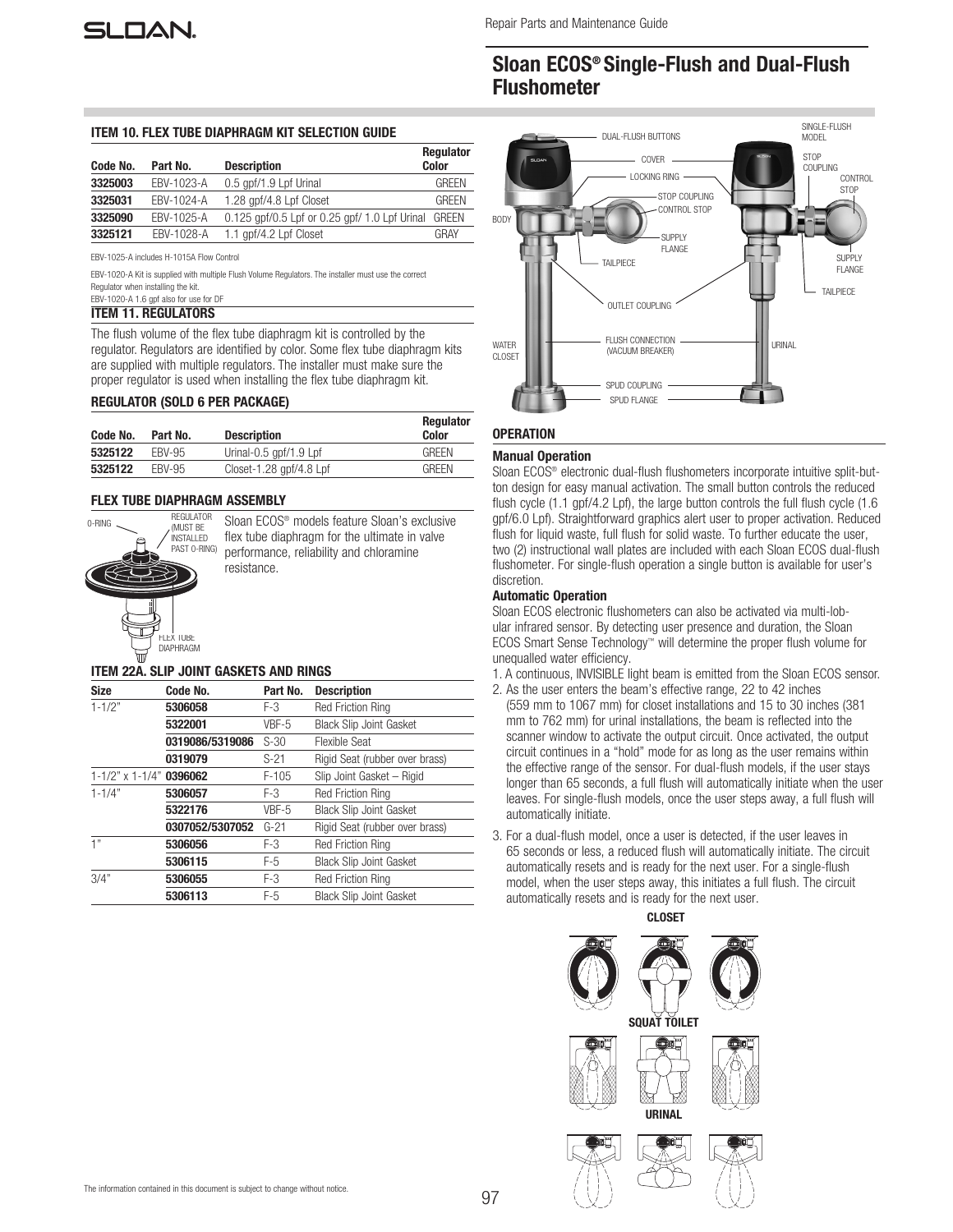# Sloan ECOS® Single-Flush and Dual-Flush Flushometer

### ITEM 10. FLEX TUBE DIAPHRAGM KIT SELECTION GUIDE

| Code No. | Part No. | Description | Regulator Color |
|---|---|---|---|
| **3325003** | EBV-1023-A | 0.5 gpf/1.9 Lpf Urinal | GREEN |
| **3325031** | EBV-1024-A | 1.28 gpf/4.8 Lpf Closet | GREEN |
| **3325090** | EBV-1025-A | 0.125 gpf/0.5 Lpf or 0.25 gpf/ 1.0 Lpf Urinal | GREEN |
| **3325121** | EBV-1028-A | 1.1 gpf/4.2 Lpf Closet | GRAY |

EBV-1025-A includes H-1015A Flow Control

EBV-1020-A Kit is supplied with multiple Flush Volume Regulators. The installer must use the correct Regulator when installing the kit.

EBV-1020-A 1.6 gpf also for use for DF

### ITEM 11. REGULATORS

The flush volume of the flex tube diaphragm kit is controlled by the regulator. Regulators are identified by color. Some flex tube diaphragm kits are supplied with multiple regulators. The installer must make sure the proper regulator is used when installing the flex tube diaphragm kit.

### REGULATOR (SOLD 6 PER PACKAGE)

| Code No. | Part No. | Description | Regulator Color |
|---|---|---|---|
| **5325122** | EBV-95 | Urinal-0.5 gpf/1.9 Lpf | GREEN |
| **5325122** | EBV-95 | Closet-1.28 gpf/4.8 Lpf | GREEN |

### FLEX TUBE DIAPHRAGM ASSEMBLY

O-RING

REGULATOR (MUST BE INSTALLED PAST O-RING)

FLEX TUBE DIAPHRAGM

Sloan ECOS® models feature Sloan's exclusive flex tube diaphragm for the ultimate in valve performance, reliability and chloramine resistance.

### ITEM 22A. SLIP JOINT GASKETS AND RINGS

| Size | Code No. | Part No. | Description |
|---|---|---|---|
| 1-1/2" | **5306058** | F-3 | Red Friction Ring |
| | **5322001** | VBF-5 | Black Slip Joint Gasket |
| | **0319086/5319086** | S-30 | Flexible Seat |
| | **0319079** | S-21 | Rigid Seat (rubber over brass) |
| 1-1/2" x 1-1/4" | **0396062** | F-105 | Slip Joint Gasket – Rigid |
| 1-1/4" | **5306057** | F-3 | Red Friction Ring |
| | **5322176** | VBF-5 | Black Slip Joint Gasket |
| | **0307052/5307052** | G-21 | Rigid Seat (rubber over brass) |
| 1" | **5306056** | F-3 | Red Friction Ring |
| | **5306115** | F-5 | Black Slip Joint Gasket |
| 3/4" | **5306055** | F-3 | Red Friction Ring |
| | **5306113** | F-5 | Black Slip Joint Gasket |

DUAL-FLUSH BUTTONS — COVER — LOCKING RING — STOP COUPLING — CONTROL STOP — BODY — SUPPLY FLANGE — TAILPIECE — OUTLET COUPLING — FLUSH CONNECTION (VACUUM BREAKER) — WATER CLOSET — SPUD COUPLING — SPUD FLANGE — SINGLE-FLUSH MODEL — STOP COUPLING — CONTROL STOP — SUPPLY FLANGE — TAILPIECE — URINAL

### OPERATION

#### Manual Operation

Sloan ECOS® electronic dual-flush flushometers incorporate intuitive split-button design for easy manual activation. The small button controls the reduced flush cycle (1.1 gpf/4.2 Lpf), the large button controls the full flush cycle (1.6 gpf/6.0 Lpf). Straightforward graphics alert user to proper activation. Reduced flush for liquid waste, full flush for solid waste. To further educate the user, two (2) instructional wall plates are included with each Sloan ECOS dual-flush flushometer. For single-flush operation a single button is available for user's discretion.

#### Automatic Operation

Sloan ECOS electronic flushometers can also be activated via multi-lobular infrared sensor. By detecting user presence and duration, the Sloan ECOS Smart Sense Technology™ will determine the proper flush volume for unequalled water efficiency.

1. A continuous, INVISIBLE light beam is emitted from the Sloan ECOS sensor.
2. As the user enters the beam's effective range, 22 to 42 inches (559 mm to 1067 mm) for closet installations and 15 to 30 inches (381 mm to 762 mm) for urinal installations, the beam is reflected into the scanner window to activate the output circuit. Once activated, the output circuit continues in a "hold" mode for as long as the user remains within the effective range of the sensor. For dual-flush models, if the user stays longer than 65 seconds, a full flush will automatically initiate when the user leaves. For single-flush models, once the user steps away, a full flush will automatically initiate.
3. For a dual-flush model, once a user is detected, if the user leaves in 65 seconds or less, a reduced flush will automatically initiate. The circuit automatically resets and is ready for the next user. For a single-flush model, when the user steps away, this initiates a full flush. The circuit automatically resets and is ready for the next user.

**CLOSET**

**SQUAT TOILET**

**URINAL**

The information contained in this document is subject to change without notice.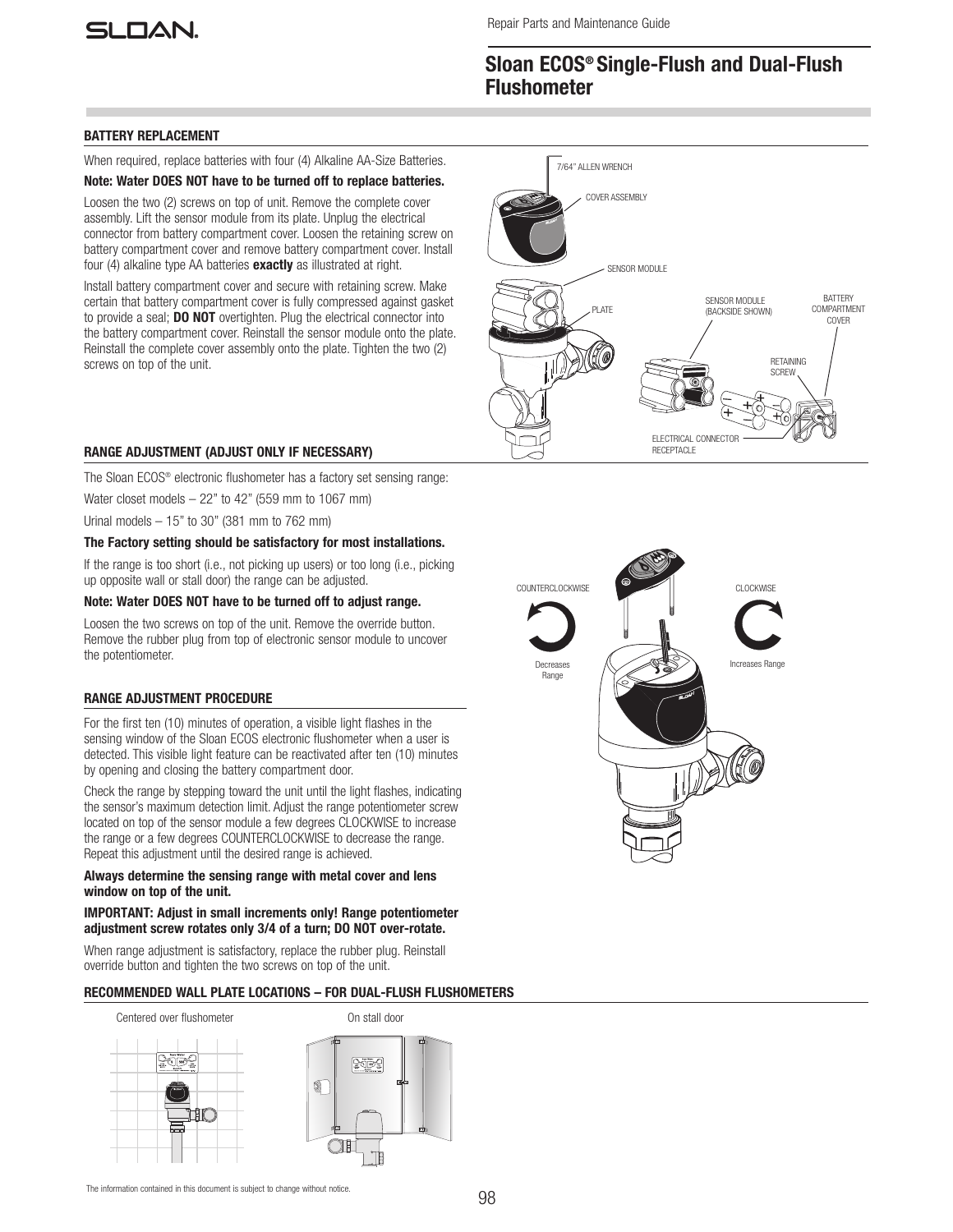Repair Parts and Maintenance Guide

# Sloan ECOS® Single-Flush and Dual-Flush Flushometer

## BATTERY REPLACEMENT

When required, replace batteries with four (4) Alkaline AA-Size Batteries.

**Note: Water DOES NOT have to be turned off to replace batteries.**

Loosen the two (2) screws on top of unit. Remove the complete cover assembly. Lift the sensor module from its plate. Unplug the electrical connector from battery compartment cover. Loosen the retaining screw on battery compartment cover and remove battery compartment cover. Install four (4) alkaline type AA batteries **exactly** as illustrated at right.

Install battery compartment cover and secure with retaining screw. Make certain that battery compartment cover is fully compressed against gasket to provide a seal; **DO NOT** overtighten. Plug the electrical connector into the battery compartment cover. Reinstall the sensor module onto the plate. Reinstall the complete cover assembly onto the plate. Tighten the two (2) screws on top of the unit.

7/64" ALLEN WRENCH
COVER ASSEMBLY
SENSOR MODULE
PLATE
SENSOR MODULE (BACKSIDE SHOWN)
BATTERY COMPARTMENT COVER
RETAINING SCREW
ELECTRICAL CONNECTOR RECEPTACLE

## RANGE ADJUSTMENT (ADJUST ONLY IF NECESSARY)

The Sloan ECOS® electronic flushometer has a factory set sensing range:

Water closet models – 22" to 42" (559 mm to 1067 mm)

Urinal models – 15" to 30" (381 mm to 762 mm)

**The Factory setting should be satisfactory for most installations.**

If the range is too short (i.e., not picking up users) or too long (i.e., picking up opposite wall or stall door) the range can be adjusted.

**Note: Water DOES NOT have to be turned off to adjust range.**

Loosen the two screws on top of the unit. Remove the override button. Remove the rubber plug from top of electronic sensor module to uncover the potentiometer.

COUNTERCLOCKWISE – Decreases Range
CLOCKWISE – Increases Range

## RANGE ADJUSTMENT PROCEDURE

For the first ten (10) minutes of operation, a visible light flashes in the sensing window of the Sloan ECOS electronic flushometer when a user is detected. This visible light feature can be reactivated after ten (10) minutes by opening and closing the battery compartment door.

Check the range by stepping toward the unit until the light flashes, indicating the sensor's maximum detection limit. Adjust the range potentiometer screw located on top of the sensor module a few degrees CLOCKWISE to increase the range or a few degrees COUNTERCLOCKWISE to decrease the range. Repeat this adjustment until the desired range is achieved.

**Always determine the sensing range with metal cover and lens window on top of the unit.**

**IMPORTANT: Adjust in small increments only! Range potentiometer adjustment screw rotates only 3/4 of a turn; DO NOT over-rotate.**

When range adjustment is satisfactory, replace the rubber plug. Reinstall override button and tighten the two screws on top of the unit.

## RECOMMENDED WALL PLATE LOCATIONS – FOR DUAL-FLUSH FLUSHOMETERS

Centered over flushometer

On stall door

The information contained in this document is subject to change without notice.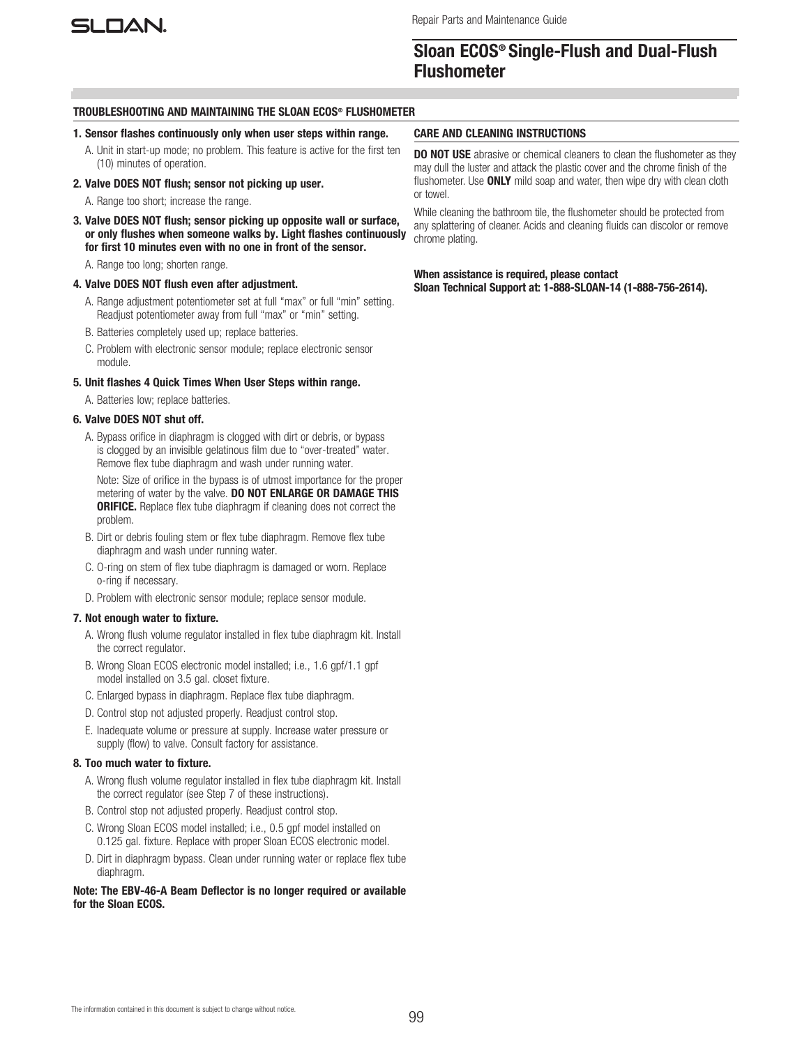# Sloan ECOS® Single-Flush and Dual-Flush Flushometer

## TROUBLESHOOTING AND MAINTAINING THE SLOAN ECOS® FLUSHOMETER

**1. Sensor flashes continuously only when user steps within range.**

A. Unit in start-up mode; no problem. This feature is active for the first ten (10) minutes of operation.

**2. Valve DOES NOT flush; sensor not picking up user.**

A. Range too short; increase the range.

**3. Valve DOES NOT flush; sensor picking up opposite wall or surface, or only flushes when someone walks by. Light flashes continuously for first 10 minutes even with no one in front of the sensor.**

A. Range too long; shorten range.

**4. Valve DOES NOT flush even after adjustment.**

A. Range adjustment potentiometer set at full "max" or full "min" setting. Readjust potentiometer away from full "max" or "min" setting.

B. Batteries completely used up; replace batteries.

C. Problem with electronic sensor module; replace electronic sensor module.

**5. Unit flashes 4 Quick Times When User Steps within range.**

A. Batteries low; replace batteries.

**6. Valve DOES NOT shut off.**

A. Bypass orifice in diaphragm is clogged with dirt or debris, or bypass is clogged by an invisible gelatinous film due to "over-treated" water. Remove flex tube diaphragm and wash under running water.

Note: Size of orifice in the bypass is of utmost importance for the proper metering of water by the valve. **DO NOT ENLARGE OR DAMAGE THIS ORIFICE.** Replace flex tube diaphragm if cleaning does not correct the problem.

B. Dirt or debris fouling stem or flex tube diaphragm. Remove flex tube diaphragm and wash under running water.

C. O-ring on stem of flex tube diaphragm is damaged or worn. Replace o-ring if necessary.

D. Problem with electronic sensor module; replace sensor module.

**7. Not enough water to fixture.**

A. Wrong flush volume regulator installed in flex tube diaphragm kit. Install the correct regulator.

B. Wrong Sloan ECOS electronic model installed; i.e., 1.6 gpf/1.1 gpf model installed on 3.5 gal. closet fixture.

C. Enlarged bypass in diaphragm. Replace flex tube diaphragm.

D. Control stop not adjusted properly. Readjust control stop.

E. Inadequate volume or pressure at supply. Increase water pressure or supply (flow) to valve. Consult factory for assistance.

**8. Too much water to fixture.**

A. Wrong flush volume regulator installed in flex tube diaphragm kit. Install the correct regulator (see Step 7 of these instructions).

B. Control stop not adjusted properly. Readjust control stop.

C. Wrong Sloan ECOS model installed; i.e., 0.5 gpf model installed on 0.125 gal. fixture. Replace with proper Sloan ECOS electronic model.

D. Dirt in diaphragm bypass. Clean under running water or replace flex tube diaphragm.

**Note: The EBV-46-A Beam Deflector is no longer required or available for the Sloan ECOS.**

## CARE AND CLEANING INSTRUCTIONS

**DO NOT USE** abrasive or chemical cleaners to clean the flushometer as they may dull the luster and attack the plastic cover and the chrome finish of the flushometer. Use **ONLY** mild soap and water, then wipe dry with clean cloth or towel.

While cleaning the bathroom tile, the flushometer should be protected from any splattering of cleaner. Acids and cleaning fluids can discolor or remove chrome plating.

**When assistance is required, please contact Sloan Technical Support at: 1-888-SLOAN-14 (1-888-756-2614).**

The information contained in this document is subject to change without notice.